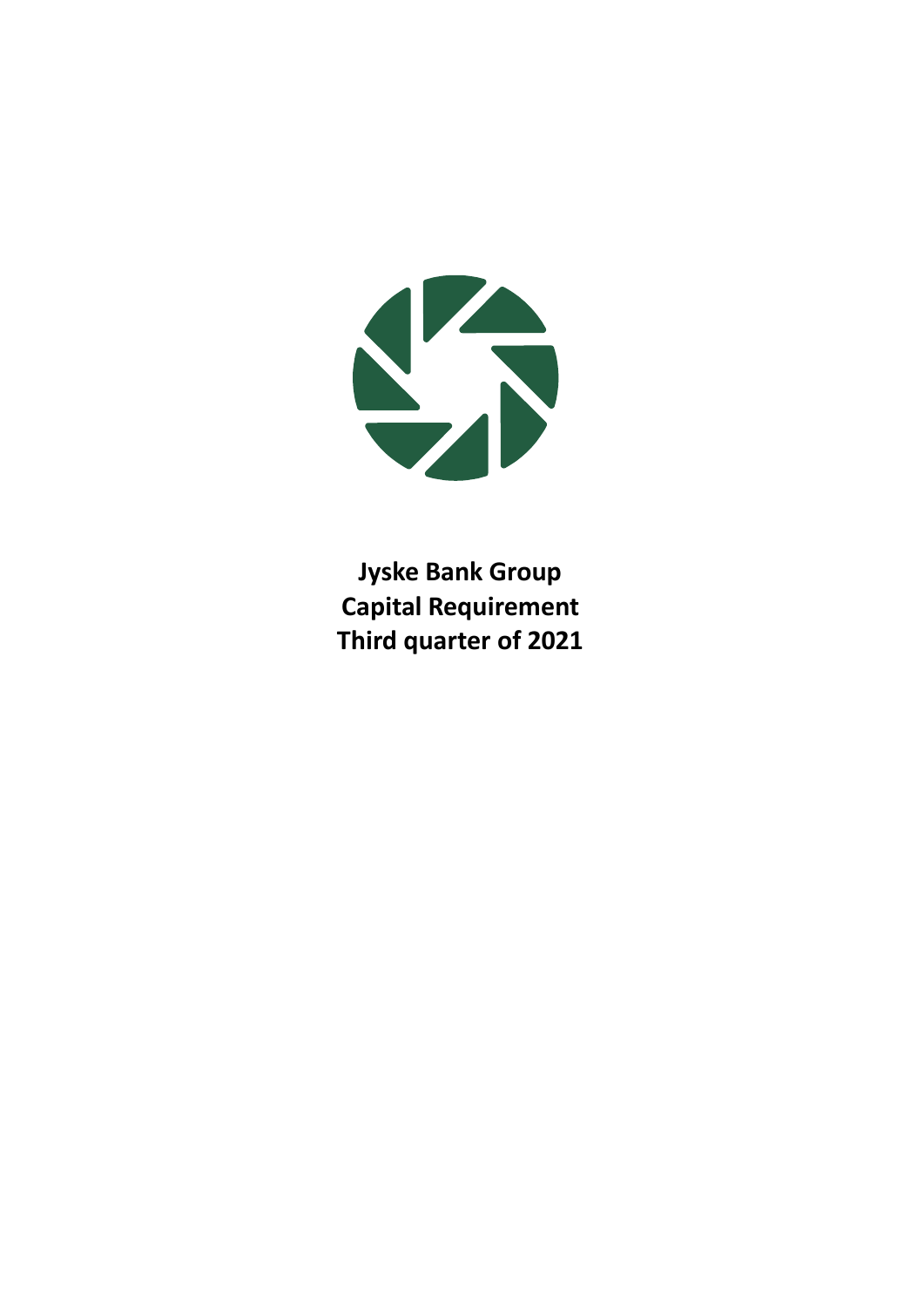# Jyske Bank Group
# Capital Requirement
# Third quarter of 2021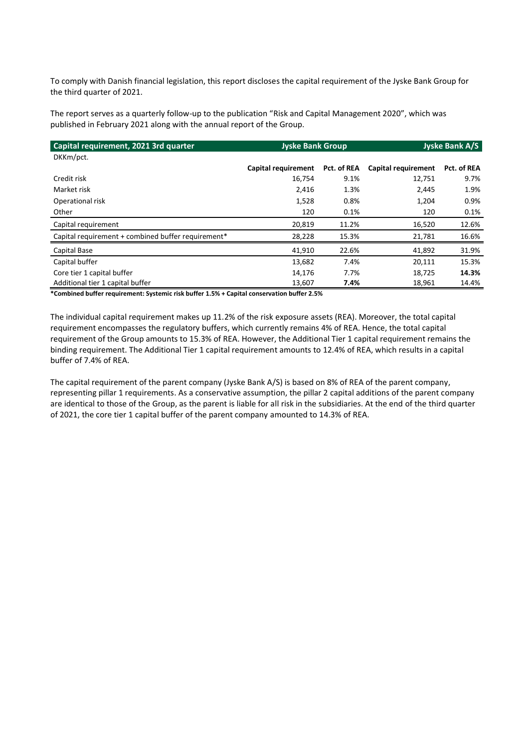To comply with Danish financial legislation, this report discloses the capital requirement of the Jyske Bank Group for the third quarter of 2021.

The report serves as a quarterly follow-up to the publication "Risk and Capital Management 2020", which was published in February 2021 along with the annual report of the Group.

| Capital requirement, 2021 3rd quarter | Jyske Bank Group | | Jyske Bank A/S | |
|---|---|---|---|---|
| DKKm/pct. | | | | |
| | **Capital requirement** | **Pct. of REA** | **Capital requirement** | **Pct. of REA** |
| Credit risk | 16,754 | 9.1% | 12,751 | 9.7% |
| Market risk | 2,416 | 1.3% | 2,445 | 1.9% |
| Operational risk | 1,528 | 0.8% | 1,204 | 0.9% |
| Other | 120 | 0.1% | 120 | 0.1% |
| Capital requirement | 20,819 | 11.2% | 16,520 | 12.6% |
| Capital requirement + combined buffer requirement* | 28,228 | 15.3% | 21,781 | 16.6% |
| Capital Base | 41,910 | 22.6% | 41,892 | 31.9% |
| Capital buffer | 13,682 | 7.4% | 20,111 | 15.3% |
| Core tier 1 capital buffer | 14,176 | 7.7% | 18,725 | **14.3%** |
| Additional tier 1 capital buffer | 13,607 | **7.4%** | 18,961 | 14.4% |

**\*Combined buffer requirement: Systemic risk buffer 1.5% + Capital conservation buffer 2.5%**

The individual capital requirement makes up 11.2% of the risk exposure assets (REA). Moreover, the total capital requirement encompasses the regulatory buffers, which currently remains 4% of REA. Hence, the total capital requirement of the Group amounts to 15.3% of REA. However, the Additional Tier 1 capital requirement remains the binding requirement. The Additional Tier 1 capital requirement amounts to 12.4% of REA, which results in a capital buffer of 7.4% of REA.

The capital requirement of the parent company (Jyske Bank A/S) is based on 8% of REA of the parent company, representing pillar 1 requirements. As a conservative assumption, the pillar 2 capital additions of the parent company are identical to those of the Group, as the parent is liable for all risk in the subsidiaries. At the end of the third quarter of 2021, the core tier 1 capital buffer of the parent company amounted to 14.3% of REA.